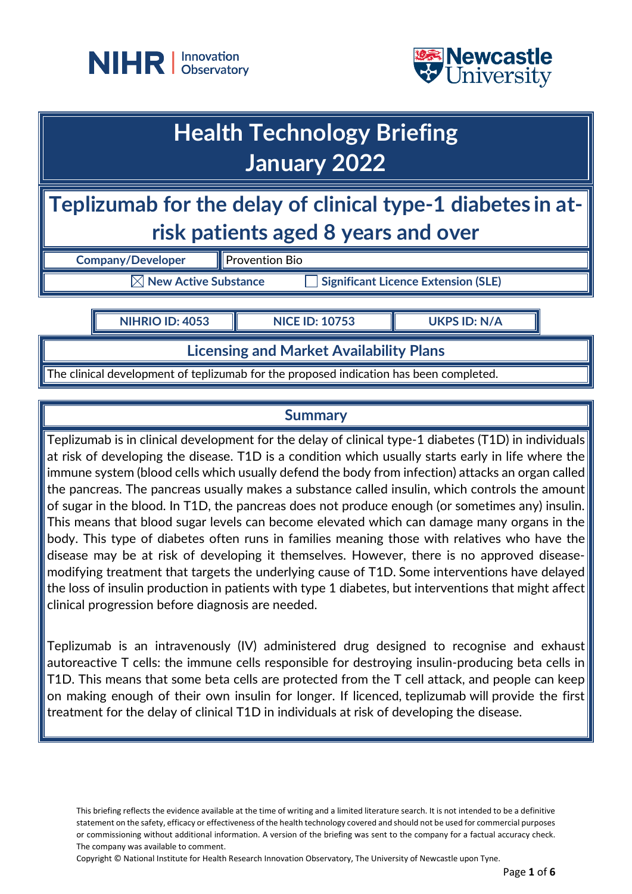NIHR | Innovation Observatory

Newcastle University

# Health Technology Briefing
# January 2022

## Teplizumab for the delay of clinical type-1 diabetes in at-risk patients aged 8 years and over

| Company/Developer | Provention Bio |
|---|---|

☒ New Active Substance ☐ Significant Licence Extension (SLE)

| NIHRIO ID: 4053 | NICE ID: 10753 | UKPS ID: N/A |
|---|---|---|

### Licensing and Market Availability Plans

The clinical development of teplizumab for the proposed indication has been completed.

### Summary

Teplizumab is in clinical development for the delay of clinical type-1 diabetes (T1D) in individuals at risk of developing the disease. T1D is a condition which usually starts early in life where the immune system (blood cells which usually defend the body from infection) attacks an organ called the pancreas. The pancreas usually makes a substance called insulin, which controls the amount of sugar in the blood. In T1D, the pancreas does not produce enough (or sometimes any) insulin. This means that blood sugar levels can become elevated which can damage many organs in the body. This type of diabetes often runs in families meaning those with relatives who have the disease may be at risk of developing it themselves. However, there is no approved disease-modifying treatment that targets the underlying cause of T1D. Some interventions have delayed the loss of insulin production in patients with type 1 diabetes, but interventions that might affect clinical progression before diagnosis are needed.

Teplizumab is an intravenously (IV) administered drug designed to recognise and exhaust autoreactive T cells: the immune cells responsible for destroying insulin-producing beta cells in T1D. This means that some beta cells are protected from the T cell attack, and people can keep on making enough of their own insulin for longer. If licenced, teplizumab will provide the first treatment for the delay of clinical T1D in individuals at risk of developing the disease.

This briefing reflects the evidence available at the time of writing and a limited literature search. It is not intended to be a definitive statement on the safety, efficacy or effectiveness of the health technology covered and should not be used for commercial purposes or commissioning without additional information. A version of the briefing was sent to the company for a factual accuracy check. The company was available to comment.

Copyright © National Institute for Health Research Innovation Observatory, The University of Newcastle upon Tyne.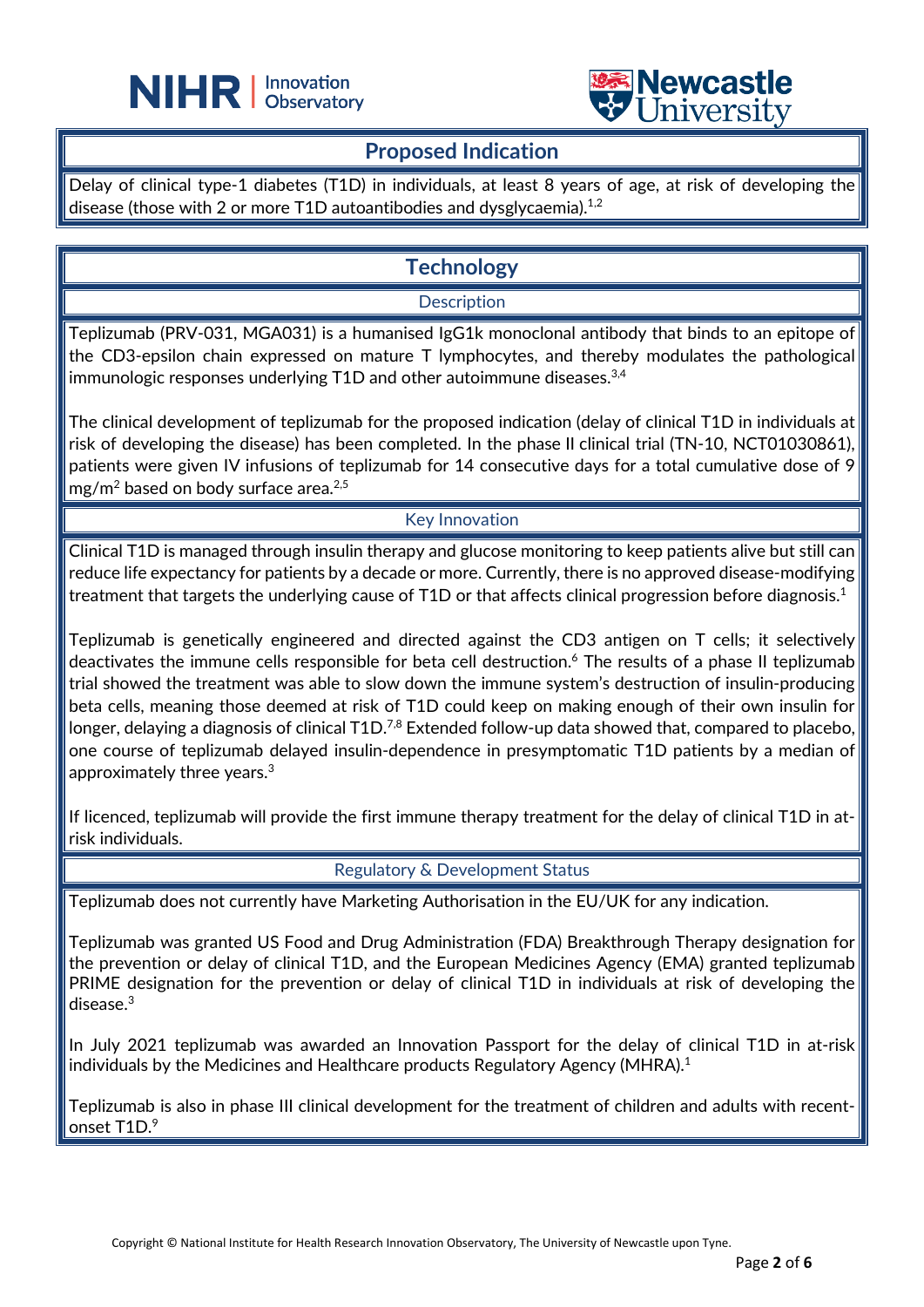## Proposed Indication

Delay of clinical type-1 diabetes (T1D) in individuals, at least 8 years of age, at risk of developing the disease (those with 2 or more T1D autoantibodies and dysglycaemia).[1,2]

## Technology

### Description

Teplizumab (PRV-031, MGA031) is a humanised IgG1k monoclonal antibody that binds to an epitope of the CD3-epsilon chain expressed on mature T lymphocytes, and thereby modulates the pathological immunologic responses underlying T1D and other autoimmune diseases.[3,4]

The clinical development of teplizumab for the proposed indication (delay of clinical T1D in individuals at risk of developing the disease) has been completed. In the phase II clinical trial (TN-10, NCT01030861), patients were given IV infusions of teplizumab for 14 consecutive days for a total cumulative dose of 9 $mg/m^2$ based on body surface area.[2,5]

### Key Innovation

Clinical T1D is managed through insulin therapy and glucose monitoring to keep patients alive but still can reduce life expectancy for patients by a decade or more. Currently, there is no approved disease-modifying treatment that targets the underlying cause of T1D or that affects clinical progression before diagnosis.[1]

Teplizumab is genetically engineered and directed against the CD3 antigen on T cells; it selectively deactivates the immune cells responsible for beta cell destruction.[6] The results of a phase II teplizumab trial showed the treatment was able to slow down the immune system's destruction of insulin-producing beta cells, meaning those deemed at risk of T1D could keep on making enough of their own insulin for longer, delaying a diagnosis of clinical T1D.[7,8] Extended follow-up data showed that, compared to placebo, one course of teplizumab delayed insulin-dependence in presymptomatic T1D patients by a median of approximately three years.[3]

If licenced, teplizumab will provide the first immune therapy treatment for the delay of clinical T1D in at-risk individuals.

### Regulatory & Development Status

Teplizumab does not currently have Marketing Authorisation in the EU/UK for any indication.

Teplizumab was granted US Food and Drug Administration (FDA) Breakthrough Therapy designation for the prevention or delay of clinical T1D, and the European Medicines Agency (EMA) granted teplizumab PRIME designation for the prevention or delay of clinical T1D in individuals at risk of developing the disease.[3]

In July 2021 teplizumab was awarded an Innovation Passport for the delay of clinical T1D in at-risk individuals by the Medicines and Healthcare products Regulatory Agency (MHRA).[1]

Teplizumab is also in phase III clinical development for the treatment of children and adults with recent-onset T1D.[9]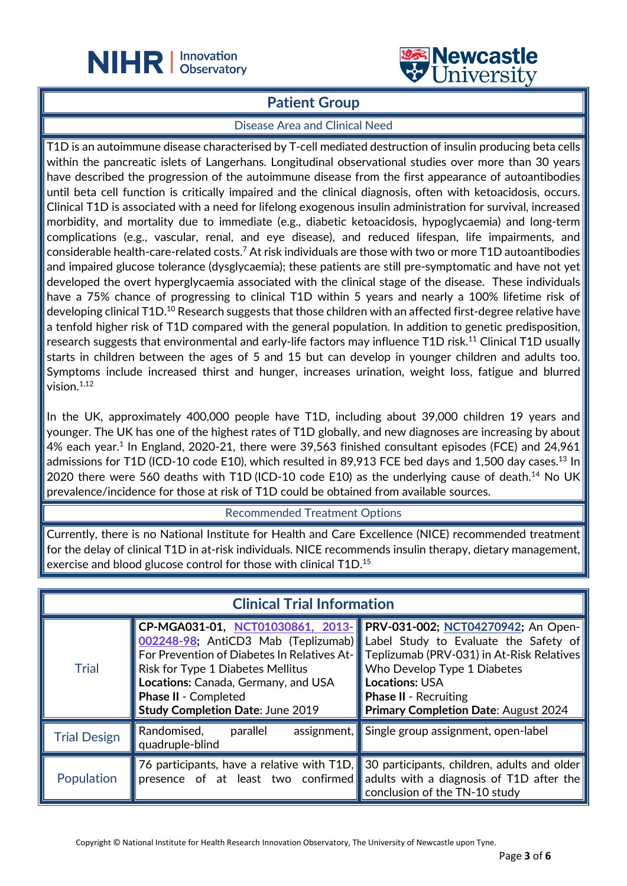## Patient Group

### Disease Area and Clinical Need

T1D is an autoimmune disease characterised by T-cell mediated destruction of insulin producing beta cells within the pancreatic islets of Langerhans. Longitudinal observational studies over more than 30 years have described the progression of the autoimmune disease from the first appearance of autoantibodies until beta cell function is critically impaired and the clinical diagnosis, often with ketoacidosis, occurs. Clinical T1D is associated with a need for lifelong exogenous insulin administration for survival, increased morbidity, and mortality due to immediate (e.g., diabetic ketoacidosis, hypoglycaemia) and long-term complications (e.g., vascular, renal, and eye disease), and reduced lifespan, life impairments, and considerable health-care-related costs.[7] At risk individuals are those with two or more T1D autoantibodies and impaired glucose tolerance (dysglycaemia); these patients are still pre-symptomatic and have not yet developed the overt hyperglycaemia associated with the clinical stage of the disease. These individuals have a 75% chance of progressing to clinical T1D within 5 years and nearly a 100% lifetime risk of developing clinical T1D.[10] Research suggests that those children with an affected first-degree relative have a tenfold higher risk of T1D compared with the general population. In addition to genetic predisposition, research suggests that environmental and early-life factors may influence T1D risk.[11] Clinical T1D usually starts in children between the ages of 5 and 15 but can develop in younger children and adults too. Symptoms include increased thirst and hunger, increases urination, weight loss, fatigue and blurred vision.[1,12]

In the UK, approximately 400,000 people have T1D, including about 39,000 children 19 years and younger. The UK has one of the highest rates of T1D globally, and new diagnoses are increasing by about 4% each year.[1] In England, 2020-21, there were 39,563 finished consultant episodes (FCE) and 24,961 admissions for T1D (ICD-10 code E10), which resulted in 89,913 FCE bed days and 1,500 day cases.[13] In 2020 there were 560 deaths with T1D (ICD-10 code E10) as the underlying cause of death.[14] No UK prevalence/incidence for those at risk of T1D could be obtained from available sources.

### Recommended Treatment Options

Currently, there is no National Institute for Health and Care Excellence (NICE) recommended treatment for the delay of clinical T1D in at-risk individuals. NICE recommends insulin therapy, dietary management, exercise and blood glucose control for those with clinical T1D.[15]

## Clinical Trial Information

| | | |
|---|---|---|
| Trial | **CP-MGA031-01, NCT01030861, 2013-002248-98;** AntiCD3 Mab (Teplizumab) For Prevention of Diabetes In Relatives At-Risk for Type 1 Diabetes Mellitus<br>**Locations:** Canada, Germany, and USA<br>**Phase II** - Completed<br>**Study Completion Date**: June 2019 | **PRV-031-002; NCT04270942;** An Open-Label Study to Evaluate the Safety of Teplizumab (PRV-031) in At-Risk Relatives Who Develop Type 1 Diabetes<br>**Locations:** USA<br>**Phase II** - Recruiting<br>**Primary Completion Date**: August 2024 |
| Trial Design | Randomised, parallel assignment, quadruple-blind | Single group assignment, open-label |
| Population | 76 participants, have a relative with T1D, presence of at least two confirmed | 30 participants, children, adults and older adults with a diagnosis of T1D after the conclusion of the TN-10 study |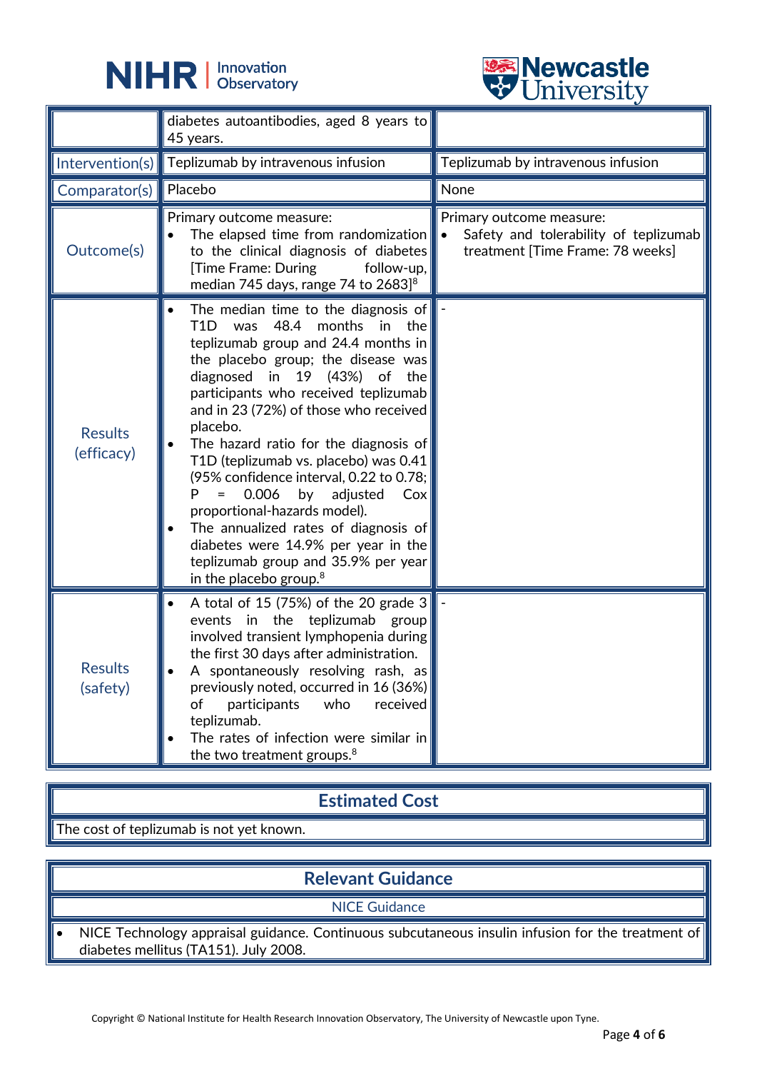| | | |
|---|---|---|
| | diabetes autoantibodies, aged 8 years to 45 years. | |
| Intervention(s) | Teplizumab by intravenous infusion | Teplizumab by intravenous infusion |
| Comparator(s) | Placebo | None |
| Outcome(s) | Primary outcome measure:<br>• The elapsed time from randomization to the clinical diagnosis of diabetes [Time Frame: During follow-up, median 745 days, range 74 to 2683][8] | Primary outcome measure:<br>• Safety and tolerability of teplizumab treatment [Time Frame: 78 weeks] |
| Results (efficacy) | • The median time to the diagnosis of T1D was 48.4 months in the teplizumab group and 24.4 months in the placebo group; the disease was diagnosed in 19 (43%) of the participants who received teplizumab and in 23 (72%) of those who received placebo.<br>• The hazard ratio for the diagnosis of T1D (teplizumab vs. placebo) was 0.41 (95% confidence interval, 0.22 to 0.78; P = 0.006 by adjusted Cox proportional-hazards model).<br>• The annualized rates of diagnosis of diabetes were 14.9% per year in the teplizumab group and 35.9% per year in the placebo group.[8] | - |
| Results (safety) | • A total of 15 (75%) of the 20 grade 3 events in the teplizumab group involved transient lymphopenia during the first 30 days after administration.<br>• A spontaneously resolving rash, as previously noted, occurred in 16 (36%) of participants who received teplizumab.<br>• The rates of infection were similar in the two treatment groups.[8] | - |

## Estimated Cost

The cost of teplizumab is not yet known.

## Relevant Guidance

### NICE Guidance

- NICE Technology appraisal guidance. Continuous subcutaneous insulin infusion for the treatment of diabetes mellitus (TA151). July 2008.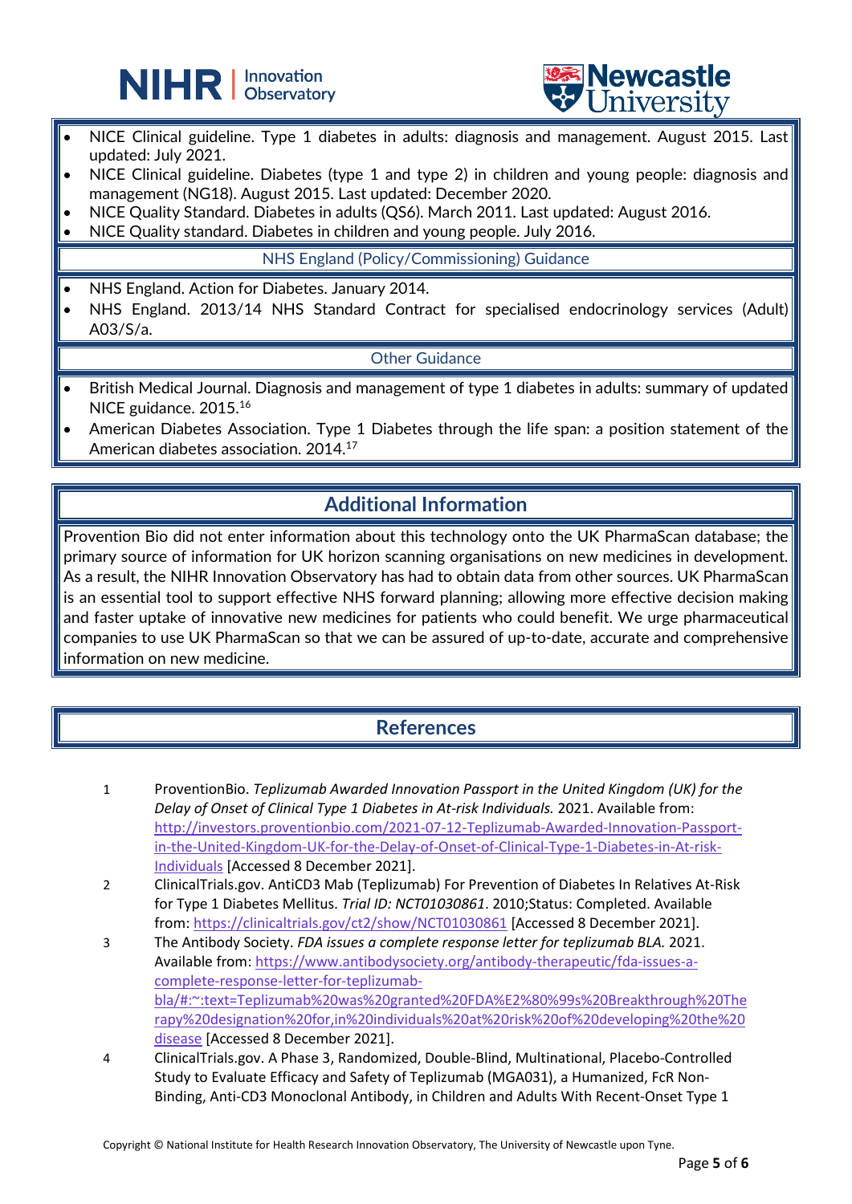- NICE Clinical guideline. Type 1 diabetes in adults: diagnosis and management. August 2015. Last updated: July 2021.
- NICE Clinical guideline. Diabetes (type 1 and type 2) in children and young people: diagnosis and management (NG18). August 2015. Last updated: December 2020.
- NICE Quality Standard. Diabetes in adults (QS6). March 2011. Last updated: August 2016.
- NICE Quality standard. Diabetes in children and young people. July 2016.

### NHS England (Policy/Commissioning) Guidance

- NHS England. Action for Diabetes. January 2014.
- NHS England. 2013/14 NHS Standard Contract for specialised endocrinology services (Adult) A03/S/a.

### Other Guidance

- British Medical Journal. Diagnosis and management of type 1 diabetes in adults: summary of updated NICE guidance. 2015.[16]
- American Diabetes Association. Type 1 Diabetes through the life span: a position statement of the American diabetes association. 2014.[17]

## Additional Information

Provention Bio did not enter information about this technology onto the UK PharmaScan database; the primary source of information for UK horizon scanning organisations on new medicines in development. As a result, the NIHR Innovation Observatory has had to obtain data from other sources. UK PharmaScan is an essential tool to support effective NHS forward planning; allowing more effective decision making and faster uptake of innovative new medicines for patients who could benefit. We urge pharmaceutical companies to use UK PharmaScan so that we can be assured of up-to-date, accurate and comprehensive information on new medicine.

## References

1. ProventionBio. *Teplizumab Awarded Innovation Passport in the United Kingdom (UK) for the Delay of Onset of Clinical Type 1 Diabetes in At-risk Individuals.* 2021. Available from: http://investors.proventionbio.com/2021-07-12-Teplizumab-Awarded-Innovation-Passport-in-the-United-Kingdom-UK-for-the-Delay-of-Onset-of-Clinical-Type-1-Diabetes-in-At-risk-Individuals [Accessed 8 December 2021].
2. ClinicalTrials.gov. AntiCD3 Mab (Teplizumab) For Prevention of Diabetes In Relatives At-Risk for Type 1 Diabetes Mellitus. *Trial ID: NCT01030861*. 2010;Status: Completed. Available from: https://clinicaltrials.gov/ct2/show/NCT01030861 [Accessed 8 December 2021].
3. The Antibody Society. *FDA issues a complete response letter for teplizumab BLA.* 2021. Available from: https://www.antibodysociety.org/antibody-therapeutic/fda-issues-a-complete-response-letter-for-teplizumab-bla/#:~:text=Teplizumab%20was%20granted%20FDA%E2%80%99s%20Breakthrough%20Therapy%20designation%20for,in%20individuals%20at%20risk%20of%20developing%20the%20disease [Accessed 8 December 2021].
4. ClinicalTrials.gov. A Phase 3, Randomized, Double-Blind, Multinational, Placebo-Controlled Study to Evaluate Efficacy and Safety of Teplizumab (MGA031), a Humanized, FcR Non-Binding, Anti-CD3 Monoclonal Antibody, in Children and Adults With Recent-Onset Type 1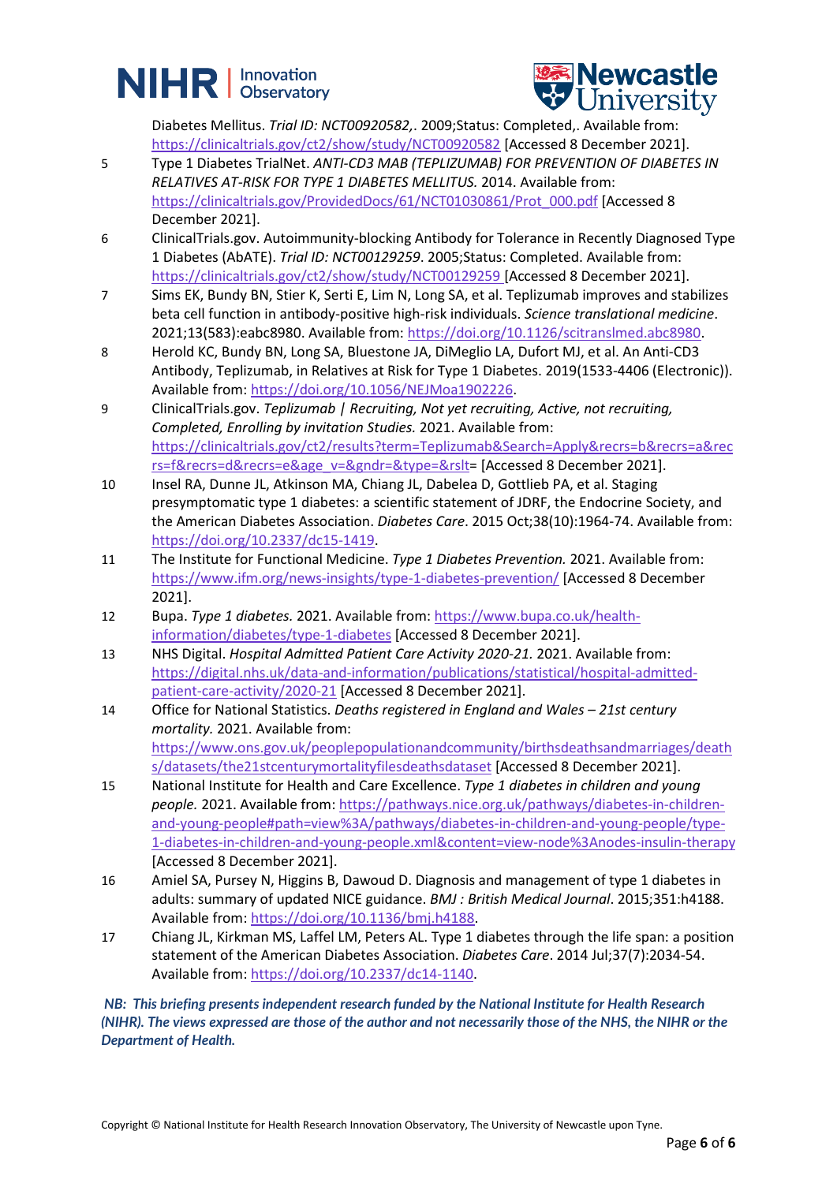Diabetes Mellitus. *Trial ID: NCT00920582,*. 2009;Status: Completed,. Available from: https://clinicaltrials.gov/ct2/show/study/NCT00920582 [Accessed 8 December 2021].

5. Type 1 Diabetes TrialNet. *ANTI-CD3 MAB (TEPLIZUMAB) FOR PREVENTION OF DIABETES IN RELATIVES AT-RISK FOR TYPE 1 DIABETES MELLITUS.* 2014. Available from: https://clinicaltrials.gov/ProvidedDocs/61/NCT01030861/Prot_000.pdf [Accessed 8 December 2021].
6. ClinicalTrials.gov. Autoimmunity-blocking Antibody for Tolerance in Recently Diagnosed Type 1 Diabetes (AbATE). *Trial ID: NCT00129259*. 2005;Status: Completed. Available from: https://clinicaltrials.gov/ct2/show/study/NCT00129259 [Accessed 8 December 2021].
7. Sims EK, Bundy BN, Stier K, Serti E, Lim N, Long SA, et al. Teplizumab improves and stabilizes beta cell function in antibody-positive high-risk individuals. *Science translational medicine*. 2021;13(583):eabc8980. Available from: https://doi.org/10.1126/scitranslmed.abc8980.
8. Herold KC, Bundy BN, Long SA, Bluestone JA, DiMeglio LA, Dufort MJ, et al. An Anti-CD3 Antibody, Teplizumab, in Relatives at Risk for Type 1 Diabetes. 2019(1533-4406 (Electronic)). Available from: https://doi.org/10.1056/NEJMoa1902226.
9. ClinicalTrials.gov. *Teplizumab | Recruiting, Not yet recruiting, Active, not recruiting, Completed, Enrolling by invitation Studies.* 2021. Available from: https://clinicaltrials.gov/ct2/results?term=Teplizumab&Search=Apply&recrs=b&recrs=a&recrs=f&recrs=d&recrs=e&age_v=&gndr=&type=&rslt= [Accessed 8 December 2021].
10. Insel RA, Dunne JL, Atkinson MA, Chiang JL, Dabelea D, Gottlieb PA, et al. Staging presymptomatic type 1 diabetes: a scientific statement of JDRF, the Endocrine Society, and the American Diabetes Association. *Diabetes Care*. 2015 Oct;38(10):1964-74. Available from: https://doi.org/10.2337/dc15-1419.
11. The Institute for Functional Medicine. *Type 1 Diabetes Prevention.* 2021. Available from: https://www.ifm.org/news-insights/type-1-diabetes-prevention/ [Accessed 8 December 2021].
12. Bupa. *Type 1 diabetes.* 2021. Available from: https://www.bupa.co.uk/health-information/diabetes/type-1-diabetes [Accessed 8 December 2021].
13. NHS Digital. *Hospital Admitted Patient Care Activity 2020-21.* 2021. Available from: https://digital.nhs.uk/data-and-information/publications/statistical/hospital-admitted-patient-care-activity/2020-21 [Accessed 8 December 2021].
14. Office for National Statistics. *Deaths registered in England and Wales – 21st century mortality.* 2021. Available from: https://www.ons.gov.uk/peoplepopulationandcommunity/birthsdeathsandmarriages/deaths/datasets/the21stcenturymortalityfilesdeathsdataset [Accessed 8 December 2021].
15. National Institute for Health and Care Excellence. *Type 1 diabetes in children and young people.* 2021. Available from: https://pathways.nice.org.uk/pathways/diabetes-in-children-and-young-people#path=view%3A/pathways/diabetes-in-children-and-young-people/type-1-diabetes-in-children-and-young-people.xml&content=view-node%3Anodes-insulin-therapy [Accessed 8 December 2021].
16. Amiel SA, Pursey N, Higgins B, Dawoud D. Diagnosis and management of type 1 diabetes in adults: summary of updated NICE guidance. *BMJ : British Medical Journal*. 2015;351:h4188. Available from: https://doi.org/10.1136/bmj.h4188.
17. Chiang JL, Kirkman MS, Laffel LM, Peters AL. Type 1 diabetes through the life span: a position statement of the American Diabetes Association. *Diabetes Care*. 2014 Jul;37(7):2034-54. Available from: https://doi.org/10.2337/dc14-1140.

***NB: This briefing presents independent research funded by the National Institute for Health Research (NIHR). The views expressed are those of the author and not necessarily those of the NHS, the NIHR or the Department of Health.***

Copyright © National Institute for Health Research Innovation Observatory, The University of Newcastle upon Tyne.